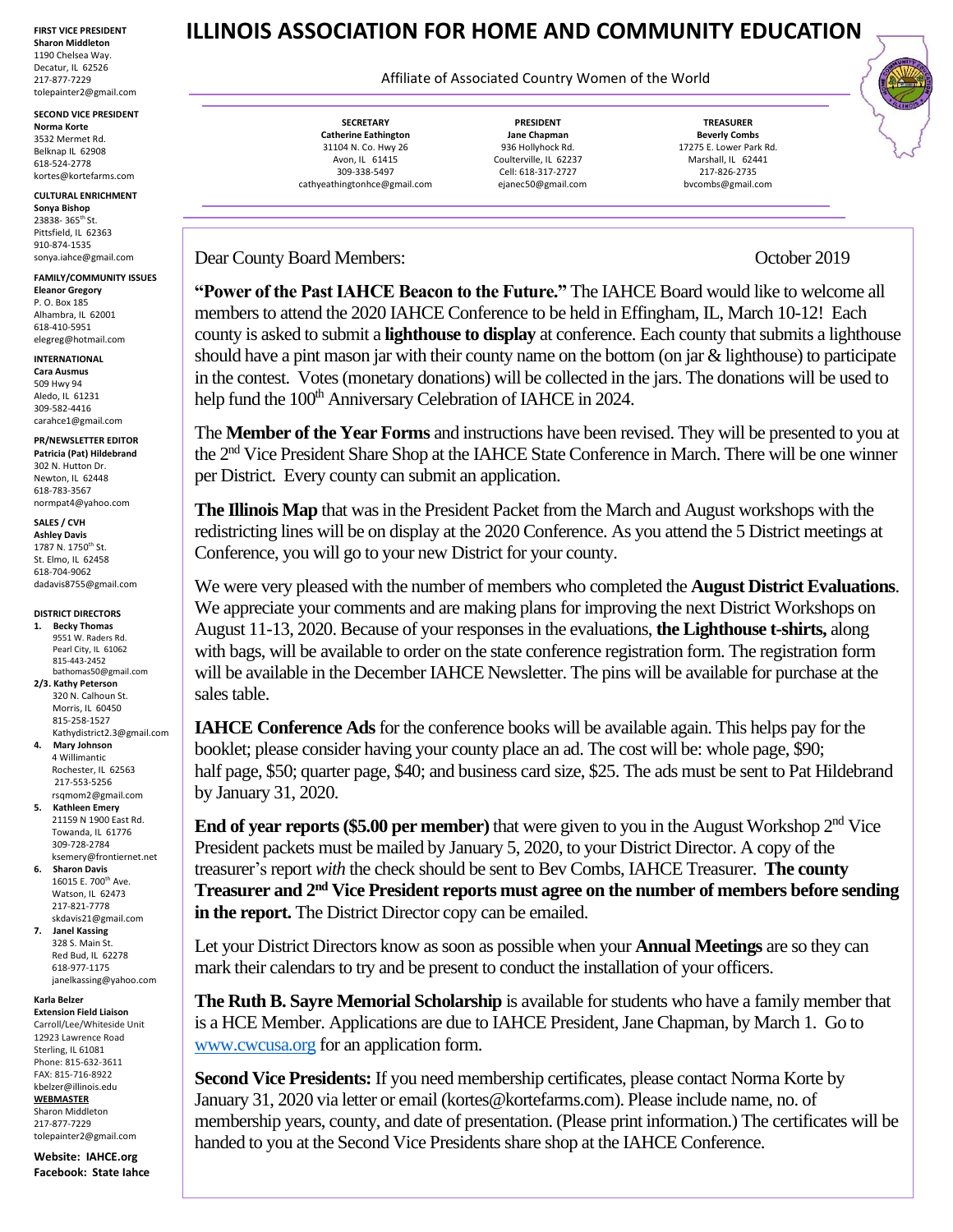# ILLINOIS ASSOCIATION FOR HOME AND COMMUNITY EDUCATION

Affiliate of Associated Country Women of the World

**SECRETARY**
**Catherine Eathington**
31104 N. Co. Hwy 26
Avon, IL 61415
309-338-5497
cathyeathingtonhce@gmail.com

**PRESIDENT**
**Jane Chapman**
936 Hollyhock Rd.
Coulterville, IL 62237
Cell: 618-317-2727
ejanec50@gmail.com

**TREASURER**
**Beverly Combs**
17275 E. Lower Park Rd.
Marshall, IL 62441
217-826-2735
bvcombs@gmail.com

**FIRST VICE PRESIDENT**
**Sharon Middleton**
1190 Chelsea Way.
Decatur, IL 62526
217-877-7229
tolepainter2@gmail.com

**SECOND VICE PRESIDENT**
**Norma Korte**
3532 Mermet Rd.
Belknap IL 62908
618-524-2778
kortes@kortefarms.com

**CULTURAL ENRICHMENT**
**Sonya Bishop**
23838- 365th St.
Pittsfield, IL 62363
910-874-1535
sonya.iahce@gmail.com

**FAMILY/COMMUNITY ISSUES**
**Eleanor Gregory**
P. O. Box 185
Alhambra, IL 62001
618-410-5951
elegreg@hotmail.com

**INTERNATIONAL**
**Cara Ausmus**
509 Hwy 94
Aledo, IL 61231
309-582-4416
carahce1@gmail.com

**PR/NEWSLETTER EDITOR**
**Patricia (Pat) Hildebrand**
302 N. Hutton Dr.
Newton, IL 62448
618-783-3567
normpat4@yahoo.com

**SALES / CVH**
**Ashley Davis**
1787 N. 1750th St.
St. Elmo, IL 62458
618-704-9062
dadavis8755@gmail.com

**DISTRICT DIRECTORS**

1. **Becky Thomas**
   9551 W. Raders Rd.
   Pearl City, IL 61062
   815-443-2452
   bathomas50@gmail.com
2. **2/3. Kathy Peterson**
   320 N. Calhoun St.
   Morris, IL 60450
   815-258-1527
   Kathydistrict2.3@gmail.com
4. **Mary Johnson**
   4 Willimantic
   Rochester, IL 62563
   217-553-5256
   rsqmom2@gmail.com
5. **Kathleen Emery**
   21159 N 1900 East Rd.
   Towanda, IL 61776
   309-728-2784
   ksemery@frontiernet.net
6. **Sharon Davis**
   16015 E. 700th Ave.
   Watson, IL 62473
   217-821-7778
   skdavis21@gmail.com
7. **Janel Kassing**
   328 S. Main St.
   Red Bud, IL 62278
   618-977-1175
   janelkassing@yahoo.com

**Karla Belzer**
**Extension Field Liaison**
Carroll/Lee/Whiteside Unit
12923 Lawrence Road
Sterling, IL 61081
Phone: 815-632-3611
FAX: 815-716-8922
kbelzer@illinois.edu

**WEBMASTER**
Sharon Middleton
217-877-7229
tolepainter2@gmail.com

**Website: IAHCE.org**
**Facebook: State Iahce**

---

Dear County Board Members: October 2019

**"Power of the Past IAHCE Beacon to the Future."** The IAHCE Board would like to welcome all members to attend the 2020 IAHCE Conference to be held in Effingham, IL, March 10-12! Each county is asked to submit a **lighthouse to display** at conference. Each county that submits a lighthouse should have a pint mason jar with their county name on the bottom (on jar & lighthouse) to participate in the contest. Votes (monetary donations) will be collected in the jars. The donations will be used to help fund the 100th Anniversary Celebration of IAHCE in 2024.

The **Member of the Year Forms** and instructions have been revised. They will be presented to you at the 2nd Vice President Share Shop at the IAHCE State Conference in March. There will be one winner per District. Every county can submit an application.

**The Illinois Map** that was in the President Packet from the March and August workshops with the redistricting lines will be on display at the 2020 Conference. As you attend the 5 District meetings at Conference, you will go to your new District for your county.

We were very pleased with the number of members who completed the **August District Evaluations**. We appreciate your comments and are making plans for improving the next District Workshops on August 11-13, 2020. Because of your responses in the evaluations, **the Lighthouse t-shirts,** along with bags, will be available to order on the state conference registration form. The registration form will be available in the December IAHCE Newsletter. The pins will be available for purchase at the sales table.

**IAHCE Conference Ads** for the conference books will be available again. This helps pay for the booklet; please consider having your county place an ad. The cost will be: whole page, $90; half page, $50; quarter page, $40; and business card size, $25. The ads must be sent to Pat Hildebrand by January 31, 2020.

**End of year reports ($5.00 per member)** that were given to you in the August Workshop 2nd Vice President packets must be mailed by January 5, 2020, to your District Director. A copy of the treasurer's report *with* the check should be sent to Bev Combs, IAHCE Treasurer. **The county Treasurer and 2nd Vice President reports must agree on the number of members before sending in the report.** The District Director copy can be emailed.

Let your District Directors know as soon as possible when your **Annual Meetings** are so they can mark their calendars to try and be present to conduct the installation of your officers.

**The Ruth B. Sayre Memorial Scholarship** is available for students who have a family member that is a HCE Member. Applications are due to IAHCE President, Jane Chapman, by March 1. Go to www.cwcusa.org for an application form.

**Second Vice Presidents:** If you need membership certificates, please contact Norma Korte by January 31, 2020 via letter or email (kortes@kortefarms.com). Please include name, no. of membership years, county, and date of presentation. (Please print information.) The certificates will be handed to you at the Second Vice Presidents share shop at the IAHCE Conference.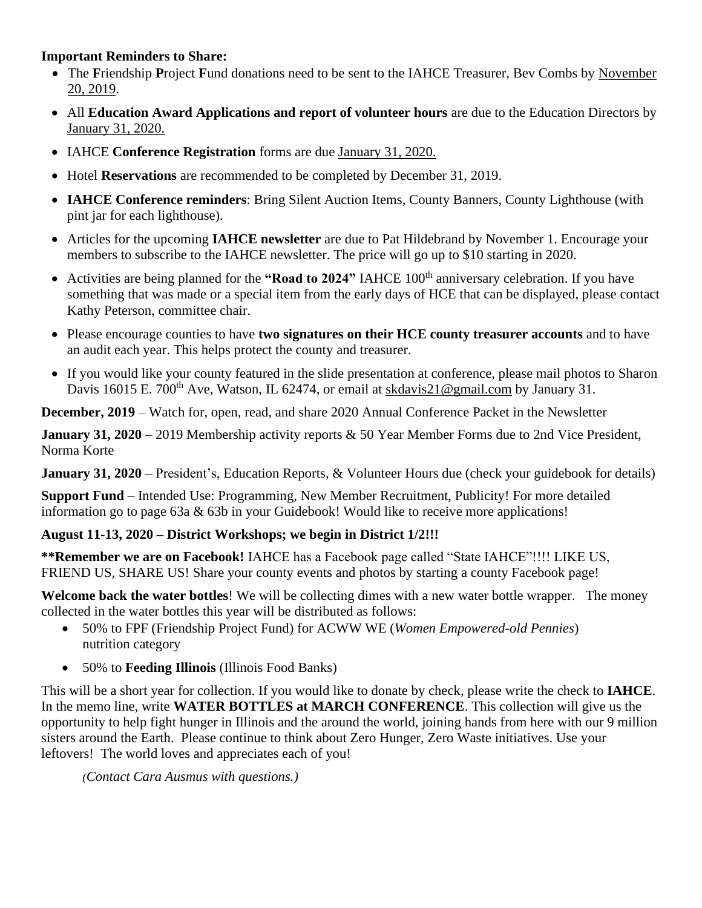**Important Reminders to Share:**

- The **F**riendship **P**roject **F**und donations need to be sent to the IAHCE Treasurer, Bev Combs by November 20, 2019.
- All **Education Award Applications and report of volunteer hours** are due to the Education Directors by January 31, 2020.
- IAHCE **Conference Registration** forms are due January 31, 2020.
- Hotel **Reservations** are recommended to be completed by December 31, 2019.
- **IAHCE Conference reminders**: Bring Silent Auction Items, County Banners, County Lighthouse (with pint jar for each lighthouse).
- Articles for the upcoming **IAHCE newsletter** are due to Pat Hildebrand by November 1. Encourage your members to subscribe to the IAHCE newsletter. The price will go up to $10 starting in 2020.
- Activities are being planned for the **"Road to 2024"** IAHCE 100th anniversary celebration. If you have something that was made or a special item from the early days of HCE that can be displayed, please contact Kathy Peterson, committee chair.
- Please encourage counties to have **two signatures on their HCE county treasurer accounts** and to have an audit each year. This helps protect the county and treasurer.
- If you would like your county featured in the slide presentation at conference, please mail photos to Sharon Davis 16015 E. 700th Ave, Watson, IL 62474, or email at skdavis21@gmail.com by January 31.

**December, 2019** – Watch for, open, read, and share 2020 Annual Conference Packet in the Newsletter

**January 31, 2020** – 2019 Membership activity reports & 50 Year Member Forms due to 2nd Vice President, Norma Korte

**January 31, 2020** – President's, Education Reports, & Volunteer Hours due (check your guidebook for details)

**Support Fund** – Intended Use: Programming, New Member Recruitment, Publicity! For more detailed information go to page 63a & 63b in your Guidebook! Would like to receive more applications!

**August 11-13, 2020 – District Workshops; we begin in District 1/2!!!**

****Remember we are on Facebook!** IAHCE has a Facebook page called "State IAHCE"!!!! LIKE US, FRIEND US, SHARE US! Share your county events and photos by starting a county Facebook page!

**Welcome back the water bottles**! We will be collecting dimes with a new water bottle wrapper. The money collected in the water bottles this year will be distributed as follows:

- 50% to FPF (Friendship Project Fund) for ACWW WE (*Women Empowered-old Pennies*) nutrition category
- 50% to **Feeding Illinois** (Illinois Food Banks)

This will be a short year for collection. If you would like to donate by check, please write the check to **IAHCE**. In the memo line, write **WATER BOTTLES at MARCH CONFERENCE**. This collection will give us the opportunity to help fight hunger in Illinois and the around the world, joining hands from here with our 9 million sisters around the Earth. Please continue to think about Zero Hunger, Zero Waste initiatives. Use your leftovers! The world loves and appreciates each of you!

*(Contact Cara Ausmus with questions.)*